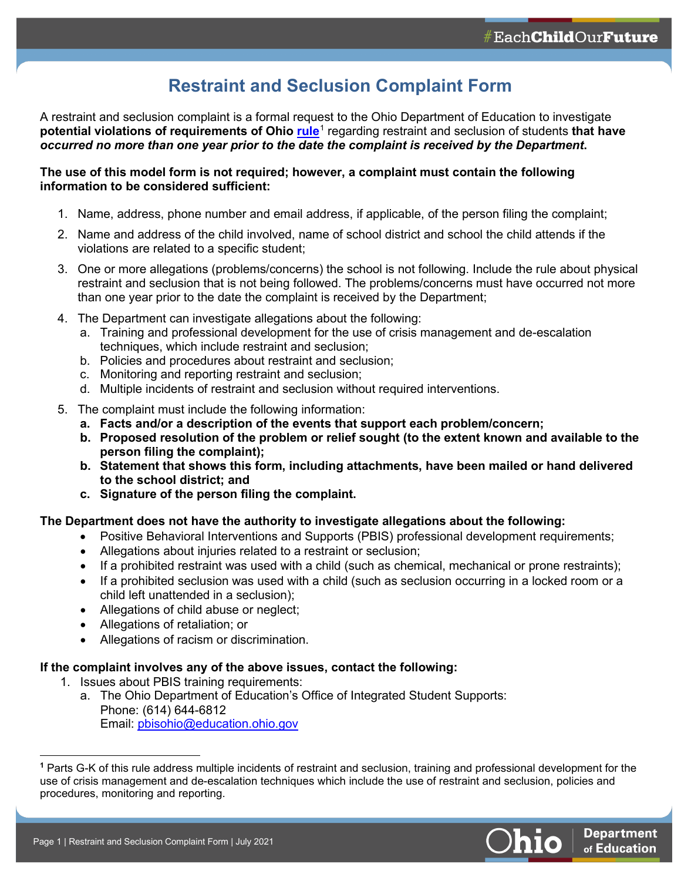# Restraint and Seclusion Complaint Form

A restraint and seclusion complaint is a formal request to the Ohio Department of Education to investigate **potential violations of requirements of Ohio [rule](rule)**[1] regarding restraint and seclusion of students **that have *occurred no more than one year prior to the date the complaint is received by the Department*.**

**The use of this model form is not required; however, a complaint must contain the following information to be considered sufficient:**

1. Name, address, phone number and email address, if applicable, of the person filing the complaint;
2. Name and address of the child involved, name of school district and school the child attends if the violations are related to a specific student;
3. One or more allegations (problems/concerns) the school is not following. Include the rule about physical restraint and seclusion that is not being followed. The problems/concerns must have occurred not more than one year prior to the date the complaint is received by the Department;
4. The Department can investigate allegations about the following:
   a. Training and professional development for the use of crisis management and de-escalation techniques, which include restraint and seclusion;
   b. Policies and procedures about restraint and seclusion;
   c. Monitoring and reporting restraint and seclusion;
   d. Multiple incidents of restraint and seclusion without required interventions.
5. The complaint must include the following information:
   **a. Facts and/or a description of the events that support each problem/concern;**
   **b. Proposed resolution of the problem or relief sought (to the extent known and available to the person filing the complaint);**
   **b. Statement that shows this form, including attachments, have been mailed or hand delivered to the school district; and**
   **c. Signature of the person filing the complaint.**

**The Department does not have the authority to investigate allegations about the following:**

- Positive Behavioral Interventions and Supports (PBIS) professional development requirements;
- Allegations about injuries related to a restraint or seclusion;
- If a prohibited restraint was used with a child (such as chemical, mechanical or prone restraints);
- If a prohibited seclusion was used with a child (such as seclusion occurring in a locked room or a child left unattended in a seclusion);
- Allegations of child abuse or neglect;
- Allegations of retaliation; or
- Allegations of racism or discrimination.

**If the complaint involves any of the above issues, contact the following:**

1. Issues about PBIS training requirements:
   a. The Ohio Department of Education's Office of Integrated Student Supports:
      Phone: (614) 644-6812
      Email: [pbisohio@education.ohio.gov](mailto:pbisohio@education.ohio.gov)

---

[1] Parts G-K of this rule address multiple incidents of restraint and seclusion, training and professional development for the use of crisis management and de-escalation techniques which include the use of restraint and seclusion, policies and procedures, monitoring and reporting.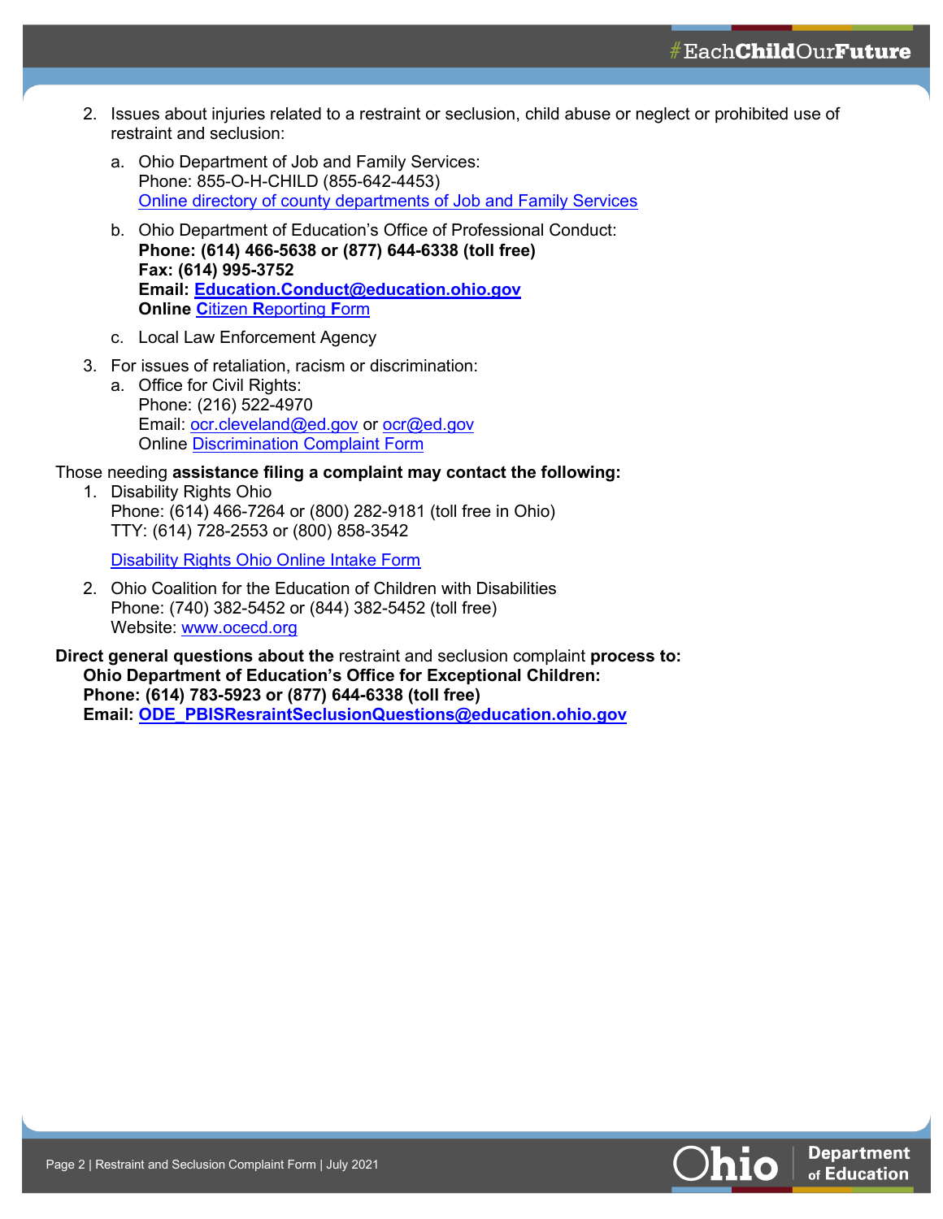2. Issues about injuries related to a restraint or seclusion, child abuse or neglect or prohibited use of restraint and seclusion:

    a. Ohio Department of Job and Family Services:
    Phone: 855-O-H-CHILD (855-642-4453)
    Online directory of county departments of Job and Family Services

    b. Ohio Department of Education's Office of Professional Conduct:
    **Phone: (614) 466-5638 or (877) 644-6338 (toll free)**
    **Fax: (614) 995-3752**
    **Email: Education.Conduct@education.ohio.gov**
    **Online Citizen Reporting Form**

    c. Local Law Enforcement Agency

3. For issues of retaliation, racism or discrimination:

    a. Office for Civil Rights:
    Phone: (216) 522-4970
    Email: ocr.cleveland@ed.gov or ocr@ed.gov
    Online Discrimination Complaint Form

Those needing **assistance filing a complaint may contact the following:**

1. Disability Rights Ohio
Phone: (614) 466-7264 or (800) 282-9181 (toll free in Ohio)
TTY: (614) 728-2553 or (800) 858-3542

    Disability Rights Ohio Online Intake Form

2. Ohio Coalition for the Education of Children with Disabilities
Phone: (740) 382-5452 or (844) 382-5452 (toll free)
Website: www.ocecd.org

**Direct general questions about the** restraint and seclusion complaint **process to:**
**Ohio Department of Education's Office for Exceptional Children:**
**Phone: (614) 783-5923 or (877) 644-6338 (toll free)**
**Email: ODE_PBISResraintSeclusionQuestions@education.ohio.gov**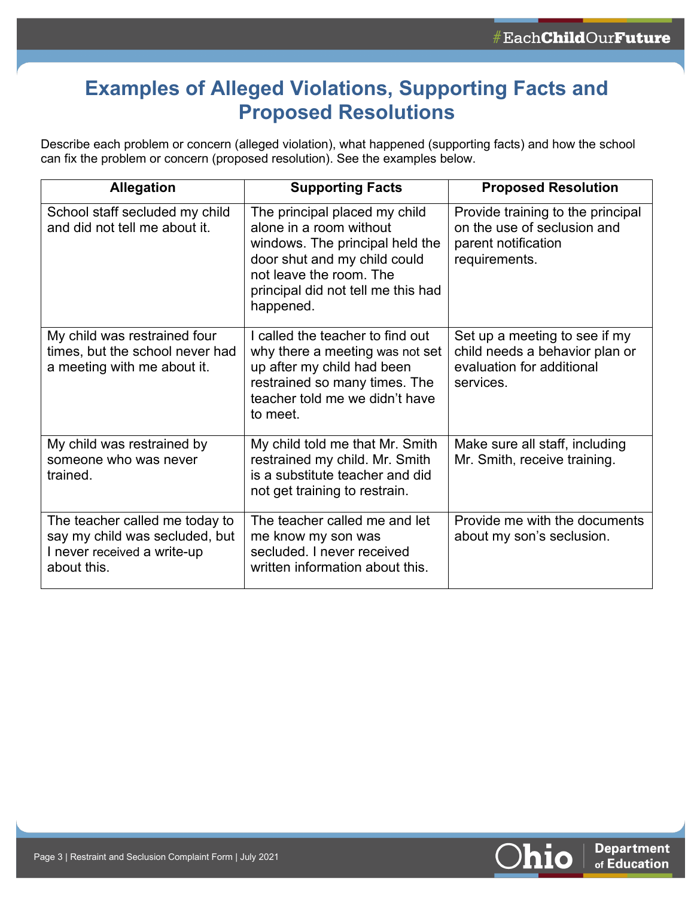# Examples of Alleged Violations, Supporting Facts and Proposed Resolutions

Describe each problem or concern (alleged violation), what happened (supporting facts) and how the school can fix the problem or concern (proposed resolution). See the examples below.

| Allegation | Supporting Facts | Proposed Resolution |
|---|---|---|
| School staff secluded my child and did not tell me about it. | The principal placed my child alone in a room without windows. The principal held the door shut and my child could not leave the room. The principal did not tell me this had happened. | Provide training to the principal on the use of seclusion and parent notification requirements. |
| My child was restrained four times, but the school never had a meeting with me about it. | I called the teacher to find out why there a meeting was not set up after my child had been restrained so many times. The teacher told me we didn't have to meet. | Set up a meeting to see if my child needs a behavior plan or evaluation for additional services. |
| My child was restrained by someone who was never trained. | My child told me that Mr. Smith restrained my child. Mr. Smith is a substitute teacher and did not get training to restrain. | Make sure all staff, including Mr. Smith, receive training. |
| The teacher called me today to say my child was secluded, but I never received a write-up about this. | The teacher called me and let me know my son was secluded. I never received written information about this. | Provide me with the documents about my son's seclusion. |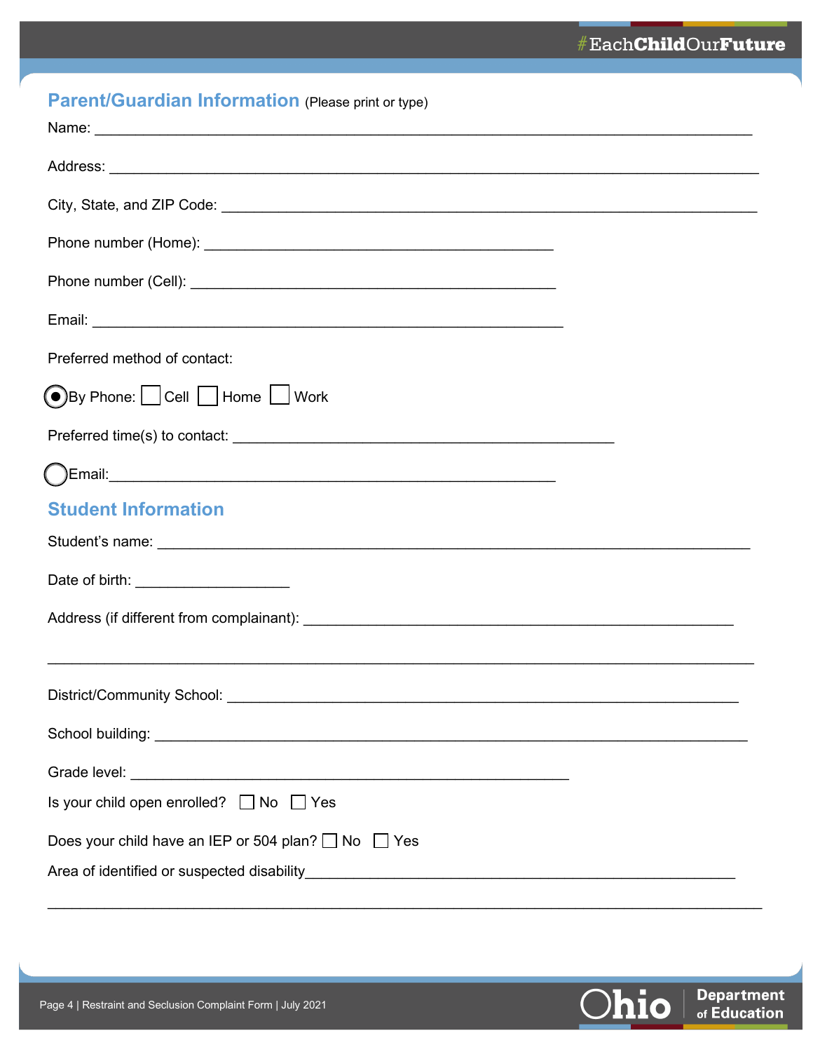## Parent/Guardian Information (Please print or type)

Name: ___________________________________________________________________________

Address: _________________________________________________________________________

City, State, and ZIP Code: _________________________________________________________

Phone number (Home): ________________________________________

Phone number (Cell): __________________________________________

Email: _____________________________________________________

Preferred method of contact:

◉ By Phone: ☐ Cell ☐ Home ☐ Work

Preferred time(s) to contact: ____________________________________________

○ Email:____________________________________________________

## Student Information

Student's name: ____________________________________________________________________

Date of birth: __________________

Address (if different from complainant): _________________________________________________

_____________________________________________________________________________________

District/Community School: ___________________________________________________________

School building: ____________________________________________________________________

Grade level: __________________________________________________

Is your child open enrolled? ☐ No ☐ Yes

Does your child have an IEP or 504 plan? ☐ No ☐ Yes

Area of identified or suspected disability_______________________________________________

_____________________________________________________________________________________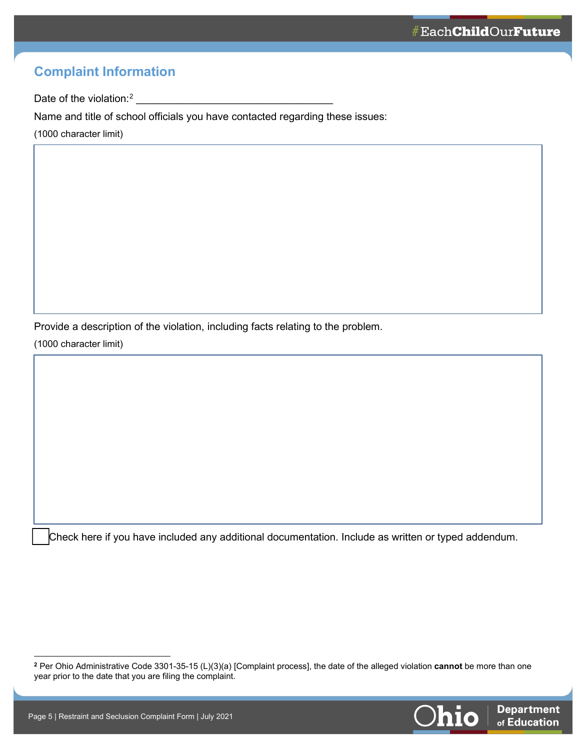## Complaint Information

Date of the violation:[2] ___________________________________

Name and title of school officials you have contacted regarding these issues:

(1000 character limit)

Provide a description of the violation, including facts relating to the problem.

(1000 character limit)

☐ Check here if you have included any additional documentation. Include as written or typed addendum.

---

[2] Per Ohio Administrative Code 3301-35-15 (L)(3)(a) [Complaint process], the date of the alleged violation **cannot** be more than one year prior to the date that you are filing the complaint.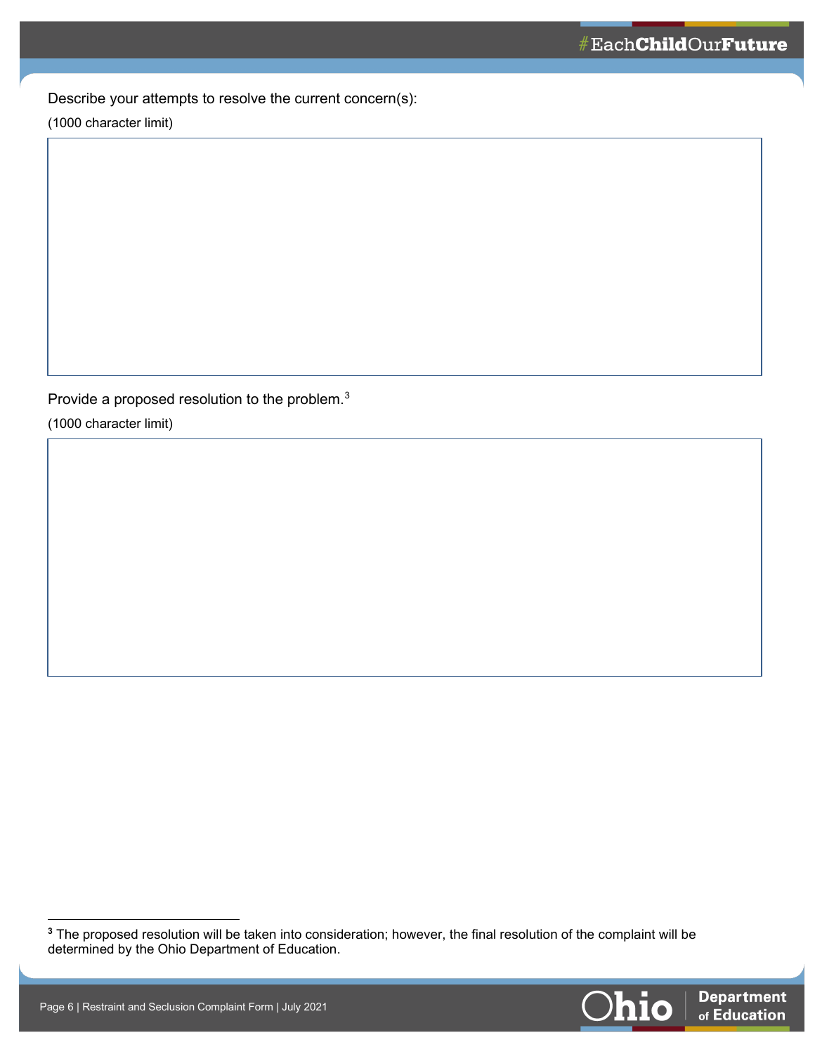Describe your attempts to resolve the current concern(s):

(1000 character limit)

Provide a proposed resolution to the problem.[3]

(1000 character limit)

[3] The proposed resolution will be taken into consideration; however, the final resolution of the complaint will be determined by the Ohio Department of Education.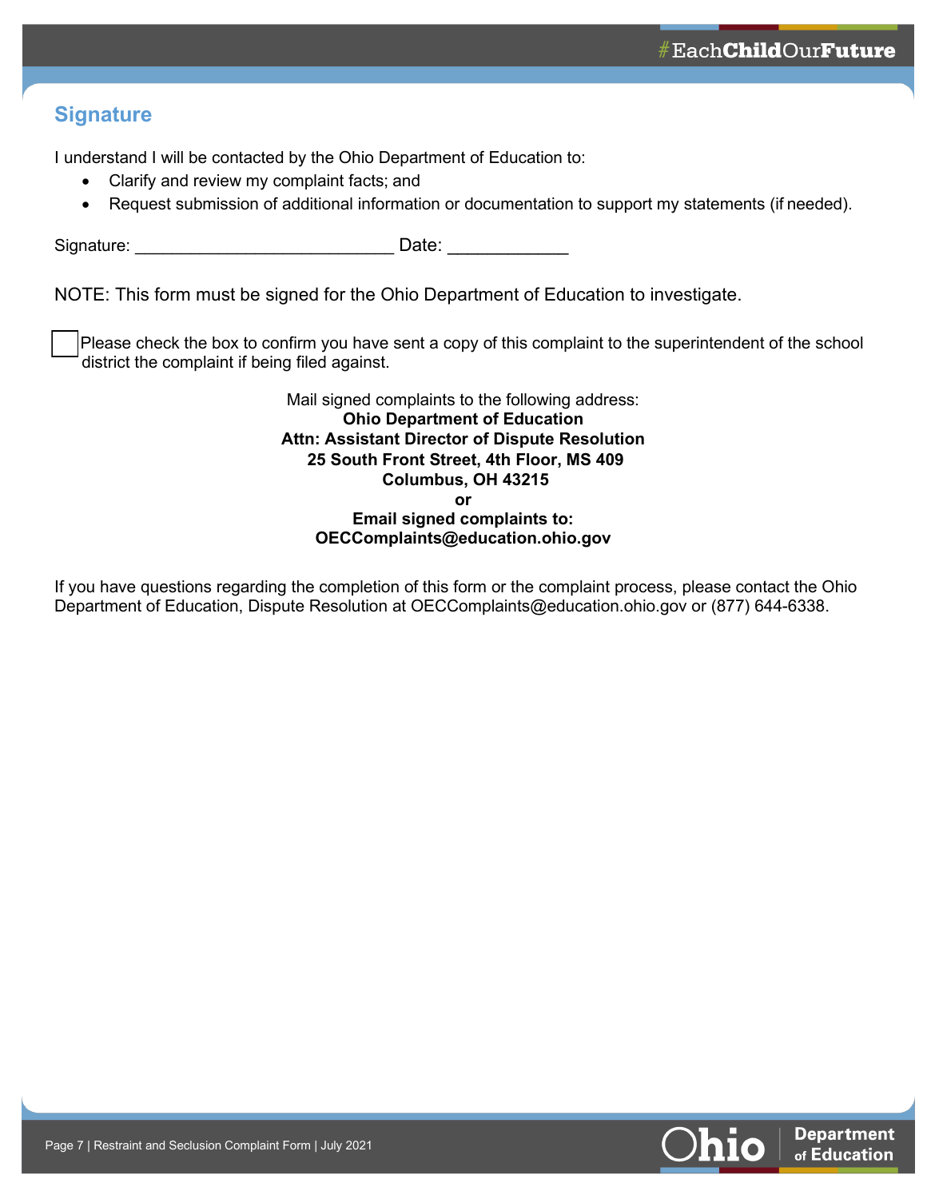## Signature

I understand I will be contacted by the Ohio Department of Education to:

- Clarify and review my complaint facts; and
- Request submission of additional information or documentation to support my statements (if needed).

Signature: ___________________________ Date: ____________

NOTE: This form must be signed for the Ohio Department of Education to investigate.

☐ Please check the box to confirm you have sent a copy of this complaint to the superintendent of the school district the complaint if being filed against.

Mail signed complaints to the following address:
**Ohio Department of Education**
**Attn: Assistant Director of Dispute Resolution**
**25 South Front Street, 4th Floor, MS 409**
**Columbus, OH 43215**
**or**
**Email signed complaints to:**
**OECComplaints@education.ohio.gov**

If you have questions regarding the completion of this form or the complaint process, please contact the Ohio Department of Education, Dispute Resolution at OECComplaints@education.ohio.gov or (877) 644-6338.